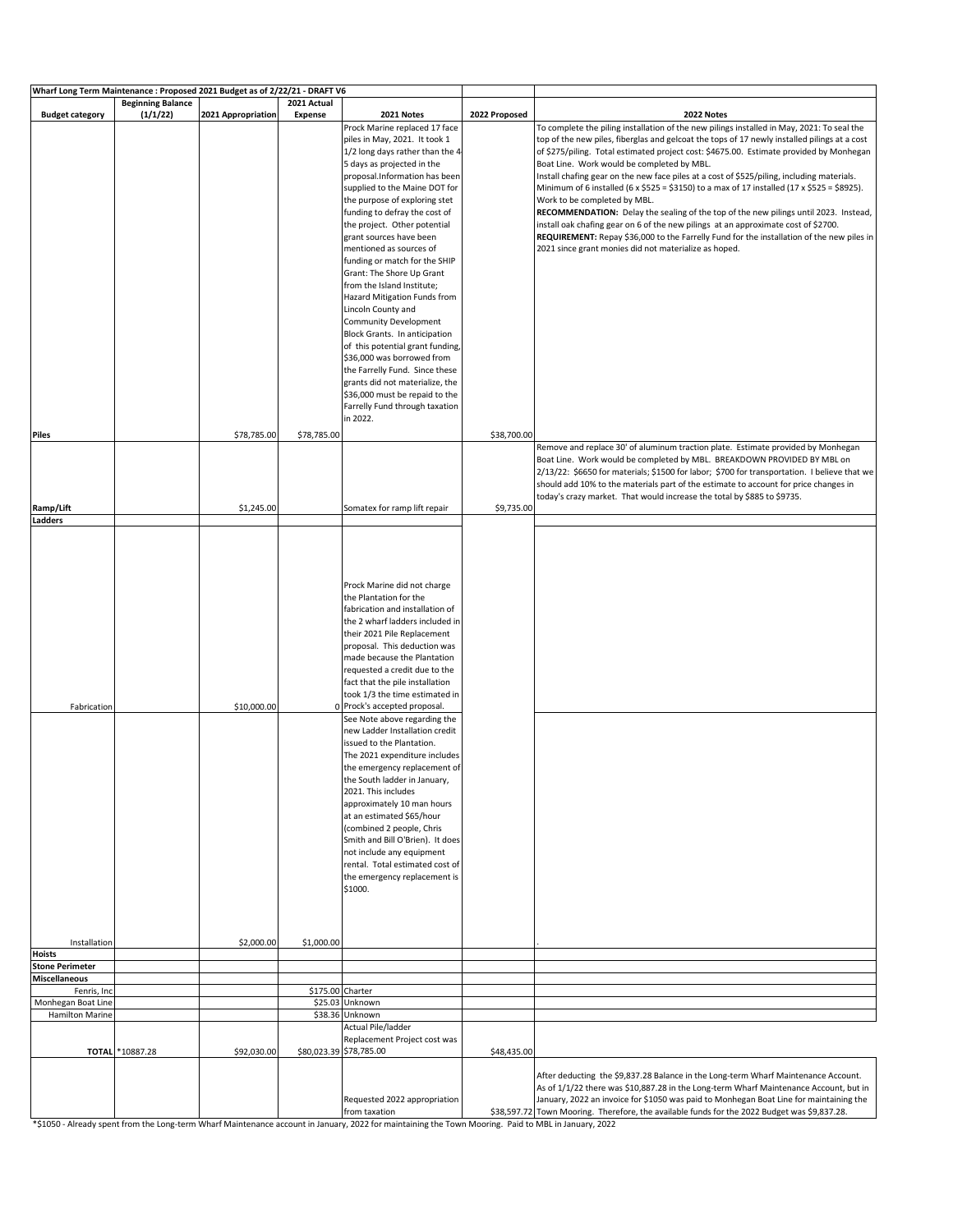| Wharf Long Term Maintenance : Proposed 2021 Budget as of 2/22/21 - DRAFT V6 | | | | | | |
|---|---|---|---|---|---|---|
| **Budget category** | **Beginning Balance (1/1/22)** | **2021 Appropriation** | **2021 Actual Expense** | **2021 Notes** | **2022 Proposed** | **2022 Notes** |
| **Piles** | | $78,785.00 | $78,785.00 | Prock Marine replaced 17 face piles in May, 2021. It took 1 1/2 long days rather than the 4-5 days as projected in the proposal.Information has been supplied to the Maine DOT for the purpose of exploring stet funding to defray the cost of the project. Other potential grant sources have been mentioned as sources of funding or match for the SHIP Grant: The Shore Up Grant from the Island Institute; Hazard Mitigation Funds from Lincoln County and Community Development Block Grants. In anticipation of this potential grant funding, $36,000 was borrowed from the Farrelly Fund. Since these grants did not materialize, the $36,000 must be repaid to the Farrelly Fund through taxation in 2022. | $38,700.00 | To complete the piling installation of the new pilings installed in May, 2021: To seal the top of the new piles, fiberglas and gelcoat the tops of 17 newly installed pilings at a cost of $275/piling. Total estimated project cost: $4675.00. Estimate provided by Monhegan Boat Line. Work would be completed by MBL.<br>Install chafing gear on the new face piles at a cost of $525/piling, including materials. Minimum of 6 installed (6 x $525 = $3150) to a max of 17 installed (17 x $525 = $8925). Work to be completed by MBL.<br>**RECOMMENDATION:** Delay the sealing of the top of the new pilings until 2023. Instead, install oak chafing gear on 6 of the new pilings at an approximate cost of $2700.<br>**REQUIREMENT:** Repay $36,000 to the Farrelly Fund for the installation of the new piles in 2021 since grant monies did not materialize as hoped. |
| **Ramp/Lift** | | $1,245.00 | | Somatex for ramp lift repair | $9,735.00 | Remove and replace 30' of aluminum traction plate. Estimate provided by Monhegan Boat Line. Work would be completed by MBL. BREAKDOWN PROVIDED BY MBL on 2/13/22: $6650 for materials; $1500 for labor; $700 for transportation. I believe that we should add 10% to the materials part of the estimate to account for price changes in today's crazy market. That would increase the total by $885 to $9735. |
| **Ladders** | | | | | | |
| Fabrication | | $10,000.00 | 0 | Prock Marine did not charge the Plantation for the fabrication and installation of the 2 wharf ladders included in their 2021 Pile Replacement proposal. This deduction was made because the Plantation requested a credit due to the fact that the pile installation took 1/3 the time estimated in Prock's accepted proposal. | | |
| Installation | | $2,000.00 | $1,000.00 | See Note above regarding the new Ladder Installation credit issued to the Plantation. The 2021 expenditure includes the emergency replacement of the South ladder in January, 2021. This includes approximately 10 man hours at an estimated $65/hour (combined 2 people, Chris Smith and Bill O'Brien). It does not include any equipment rental. Total estimated cost of the emergency replacement is $1000. | | . |
| **Hoists** | | | | | | |
| **Stone Perimeter** | | | | | | |
| **Miscellaneous** | | | | | | |
| Fenris, Inc | | | $175.00 | Charter | | |
| Monhegan Boat Line | | | $25.03 | Unknown | | |
| Hamilton Marine | | | $38.36 | Unknown | | |
| **TOTAL** | *10887.28 | $92,030.00 | $80,023.39 | Actual Pile/ladder Replacement Project cost was $78,785.00 | $48,435.00 | |
| | | | | Requested 2022 appropriation from taxation | $38,597.72 | After deducting the $9,837.28 Balance in the Long-term Wharf Maintenance Account. As of 1/1/22 there was $10,887.28 in the Long-term Wharf Maintenance Account, but in January, 2022 an invoice for $1050 was paid to Monhegan Boat Line for maintaining the Town Mooring. Therefore, the available funds for the 2022 Budget was $9,837.28. |

*$1050 - Already spent from the Long-term Wharf Maintenance account in January, 2022 for maintaining the Town Mooring. Paid to MBL in January, 2022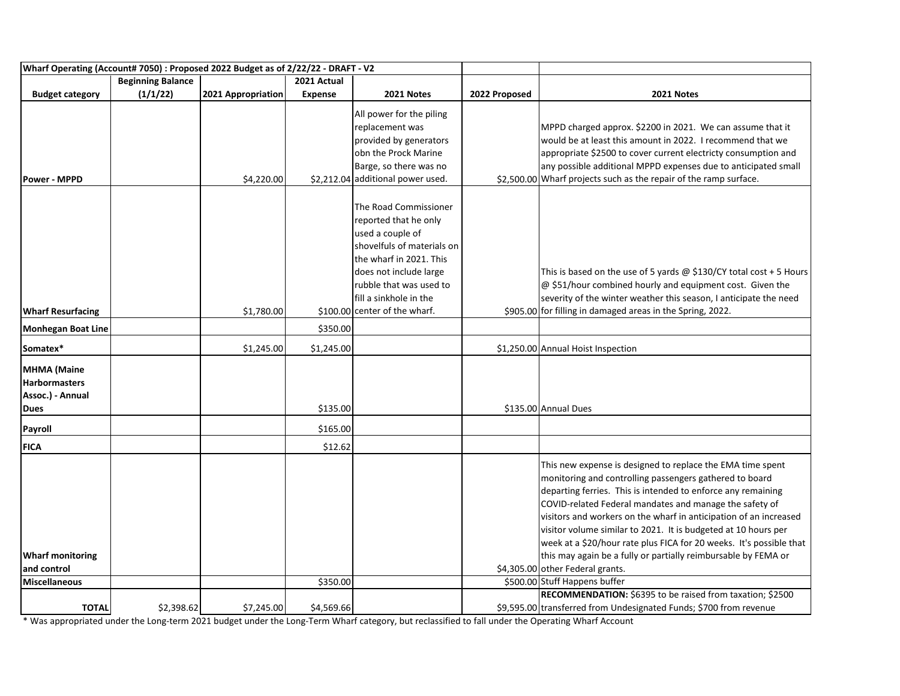| Wharf Operating (Account# 7050) : Proposed 2022 Budget as of 2/22/22 - DRAFT - V2 | | | | | | |
|---|---|---|---|---|---|---|
| **Budget category** | **Beginning Balance (1/1/22)** | **2021 Appropriation** | **2021 Actual Expense** | **2021 Notes** | **2022 Proposed** | **2021 Notes** |
| **Power - MPPD** | | $4,220.00 | $2,212.04 | All power for the piling replacement was provided by generators obn the Prock Marine Barge, so there was no additional power used. | $2,500.00 | MPPD charged approx. $2200 in 2021. We can assume that it would be at least this amount in 2022. I recommend that we appropriate $2500 to cover current electricty consumption and any possible additional MPPD expenses due to anticipated small Wharf projects such as the repair of the ramp surface. |
| **Wharf Resurfacing** | | $1,780.00 | $100.00 | The Road Commissioner reported that he only used a couple of shovelfuls of materials on the wharf in 2021. This does not include large rubble that was used to fill a sinkhole in the center of the wharf. | $905.00 | This is based on the use of 5 yards @ $130/CY total cost + 5 Hours @ $51/hour combined hourly and equipment cost. Given the severity of the winter weather this season, I anticipate the need for filling in damaged areas in the Spring, 2022. |
| **Monhegan Boat Line** | | | $350.00 | | | |
| **Somatex*** | | $1,245.00 | $1,245.00 | | $1,250.00 | Annual Hoist Inspection |
| **MHMA (Maine Harbormasters Assoc.) - Annual Dues** | | | $135.00 | | $135.00 | Annual Dues |
| **Payroll** | | | $165.00 | | | |
| **FICA** | | | $12.62 | | | |
| **Wharf monitoring and control** | | | | | $4,305.00 | This new expense is designed to replace the EMA time spent monitoring and controlling passengers gathered to board departing ferries. This is intended to enforce any remaining COVID-related Federal mandates and manage the safety of visitors and workers on the wharf in anticipation of an increased visitor volume similar to 2021. It is budgeted at 10 hours per week at a $20/hour rate plus FICA for 20 weeks. It's possible that this may again be a fully or partially reimbursable by FEMA or other Federal grants. |
| **Miscellaneous** | | | $350.00 | | $500.00 | Stuff Happens buffer |
| **TOTAL** | $2,398.62 | $7,245.00 | $4,569.66 | | $9,595.00 | **RECOMMENDATION:** $6395 to be raised from taxation; $2500 transferred from Undesignated Funds; $700 from revenue |

* Was appropriated under the Long-term 2021 budget under the Long-Term Wharf category, but reclassified to fall under the Operating Wharf Account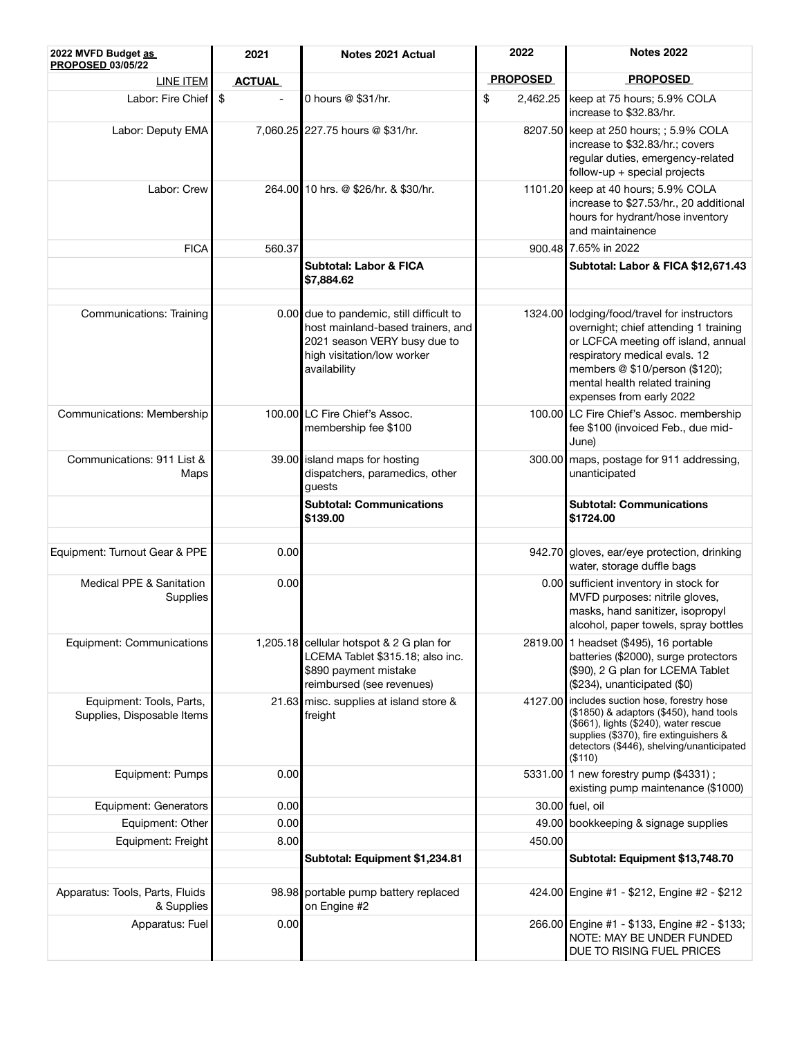| 2022 MVFD Budget as PROPOSED 03/05/22 | 2021 | Notes 2021 Actual | 2022 | Notes 2022 |
|---|---|---|---|---|
| LINE ITEM | ACTUAL | | PROPOSED | PROPOSED |
| Labor: Fire Chief | $ - | 0 hours @ $31/hr. | $ 2,462.25 | keep at 75 hours; 5.9% COLA increase to $32.83/hr. |
| Labor: Deputy EMA | 7,060.25 | 227.75 hours @ $31/hr. | 8207.50 | keep at 250 hours; ; 5.9% COLA increase to $32.83/hr.; covers regular duties, emergency-related follow-up + special projects |
| Labor: Crew | 264.00 | 10 hrs. @ $26/hr. & $30/hr. | 1101.20 | keep at 40 hours; 5.9% COLA increase to $27.53/hr., 20 additional hours for hydrant/hose inventory and maintainence |
| FICA | 560.37 | | 900.48 | 7.65% in 2022 |
| | | **Subtotal: Labor & FICA $7,884.62** | | **Subtotal: Labor & FICA $12,671.43** |
| | | | | |
| Communications: Training | 0.00 | due to pandemic, still difficult to host mainland-based trainers, and 2021 season VERY busy due to high visitation/low worker availability | 1324.00 | lodging/food/travel for instructors overnight; chief attending 1 training or LCFCA meeting off island, annual respiratory medical evals. 12 members @ $10/person ($120); mental health related training expenses from early 2022 |
| Communications: Membership | 100.00 | LC Fire Chief's Assoc. membership fee $100 | 100.00 | LC Fire Chief's Assoc. membership fee $100 (invoiced Feb., due mid-June) |
| Communications: 911 List & Maps | 39.00 | island maps for hosting dispatchers, paramedics, other guests | 300.00 | maps, postage for 911 addressing, unanticipated |
| | | **Subtotal: Communications $139.00** | | **Subtotal: Communications $1724.00** |
| | | | | |
| Equipment: Turnout Gear & PPE | 0.00 | | 942.70 | gloves, ear/eye protection, drinking water, storage duffle bags |
| Medical PPE & Sanitation Supplies | 0.00 | | 0.00 | sufficient inventory in stock for MVFD purposes: nitrile gloves, masks, hand sanitizer, isopropyl alcohol, paper towels, spray bottles |
| Equipment: Communications | 1,205.18 | cellular hotspot & 2 G plan for LCEMA Tablet $315.18; also inc. $890 payment mistake reimbursed (see revenues) | 2819.00 | 1 headset ($495), 16 portable batteries ($2000), surge protectors ($90), 2 G plan for LCEMA Tablet ($234), unanticipated ($0) |
| Equipment: Tools, Parts, Supplies, Disposable Items | 21.63 | misc. supplies at island store & freight | 4127.00 | includes suction hose, forestry hose ($1850) & adaptors ($450), hand tools ($661), lights ($240), water rescue supplies ($370), fire extinguishers & detectors ($446), shelving/unanticipated ($110) |
| Equipment: Pumps | 0.00 | | 5331.00 | 1 new forestry pump ($4331) ; existing pump maintenance ($1000) |
| Equipment: Generators | 0.00 | | 30.00 | fuel, oil |
| Equipment: Other | 0.00 | | 49.00 | bookkeeping & signage supplies |
| Equipment: Freight | 8.00 | | 450.00 | |
| | | **Subtotal: Equipment $1,234.81** | | **Subtotal: Equipment $13,748.70** |
| | | | | |
| Apparatus: Tools, Parts, Fluids & Supplies | 98.98 | portable pump battery replaced on Engine #2 | 424.00 | Engine #1 - $212, Engine #2 - $212 |
| Apparatus: Fuel | 0.00 | | 266.00 | Engine #1 - $133, Engine #2 - $133; NOTE: MAY BE UNDER FUNDED DUE TO RISING FUEL PRICES |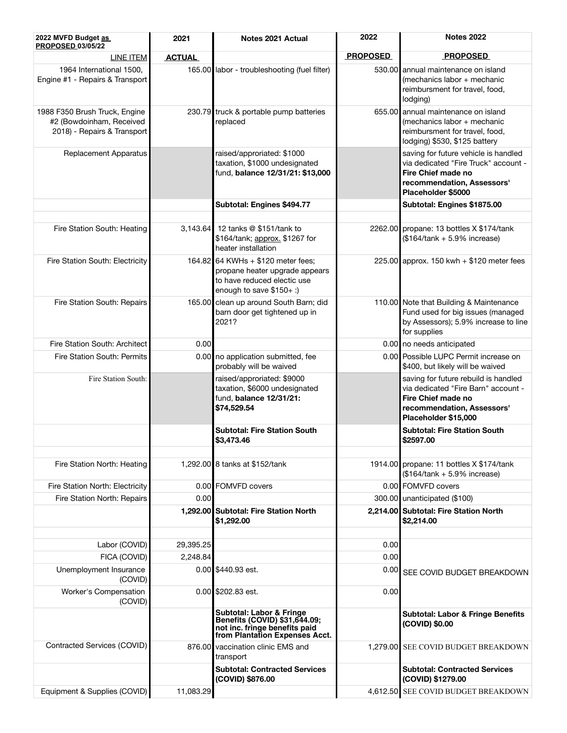| 2022 MVFD Budget as PROPOSED 03/05/22 | 2021 | Notes 2021 Actual | 2022 | Notes 2022 |
|---|---|---|---|---|
| LINE ITEM | ACTUAL | | PROPOSED | PROPOSED |
| 1964 International 1500, Engine #1 - Repairs & Transport | 165.00 | labor - troubleshooting (fuel filter) | 530.00 | annual maintenance on island (mechanics labor + mechanic reimbursment for travel, food, lodging) |
| 1988 F350 Brush Truck, Engine #2 (Bowdoinham, Received 2018) - Repairs & Transport | 230.79 | truck & portable pump batteries replaced | 655.00 | annual maintenance on island (mechanics labor + mechanic reimbursment for travel, food, lodging) $530, $125 battery |
| Replacement Apparatus | | raised/approriated: $1000 taxation, $1000 undesignated fund, **balance 12/31/21: $13,000** | | saving for future vehicle is handled via dedicated "Fire Truck" account - **Fire Chief made no recommendation, Assessors' Placeholder $5000** |
| | | **Subtotal: Engines $494.77** | | **Subtotal: Engines $1875.00** |
| | | | | |
| Fire Station South: Heating | 3,143.64 | 12 tanks @ $151/tank to $164/tank; approx. $1267 for heater installation | 2262.00 | propane: 13 bottles X $174/tank ($164/tank + 5.9% increase) |
| Fire Station South: Electricity | 164.82 | 64 KWHs + $120 meter fees; propane heater upgrade appears to have reduced electic use enough to save $150+ :) | 225.00 | approx. 150 kwh + $120 meter fees |
| Fire Station South: Repairs | 165.00 | clean up around South Barn; did barn door get tightened up in 2021? | 110.00 | Note that Building & Maintenance Fund used for big issues (managed by Assessors); 5.9% increase to line for supplies |
| Fire Station South: Architect | 0.00 | | 0.00 | no needs anticipated |
| Fire Station South: Permits | 0.00 | no application submitted, fee probably will be waived | 0.00 | Possible LUPC Permit increase on $400, but likely will be waived |
| Fire Station South: | | raised/approriated: $9000 taxation, $6000 undesignated fund, **balance 12/31/21: $74,529.54** | | saving for future rebuild is handled via dedicated "Fire Barn" account - **Fire Chief made no recommendation, Assessors' Placeholder $15,000** |
| | | **Subtotal: Fire Station South $3,473.46** | | **Subtotal: Fire Station South $2597.00** |
| | | | | |
| Fire Station North: Heating | 1,292.00 | 8 tanks at $152/tank | 1914.00 | propane: 11 bottles X $174/tank ($164/tank + 5.9% increase) |
| Fire Station North: Electricity | 0.00 | FOMVFD covers | 0.00 | FOMVFD covers |
| Fire Station North: Repairs | 0.00 | | 300.00 | unanticipated ($100) |
| | **1,292.00** | **Subtotal: Fire Station North $1,292.00** | **2,214.00** | **Subtotal: Fire Station North $2,214.00** |
| | | | | |
| Labor (COVID) | 29,395.25 | | 0.00 | |
| FICA (COVID) | 2,248.84 | | 0.00 | |
| Unemployment Insurance (COVID) | 0.00 | $440.93 est. | 0.00 | SEE COVID BUDGET BREAKDOWN |
| Worker's Compensation (COVID) | 0.00 | $202.83 est. | 0.00 | |
| | | **Subtotal: Labor & Fringe Benefits (COVID) $31,644.09; not inc. fringe benefits paid from Plantation Expenses Acct.** | | **Subtotal: Labor & Fringe Benefits (COVID) $0.00** |
| Contracted Services (COVID) | 876.00 | vaccination clinic EMS and transport | 1,279.00 | SEE COVID BUDGET BREAKDOWN |
| | | **Subtotal: Contracted Services (COVID) $876.00** | | **Subtotal: Contracted Services (COVID) $1279.00** |
| Equipment & Supplies (COVID) | 11,083.29 | | 4,612.50 | SEE COVID BUDGET BREAKDOWN |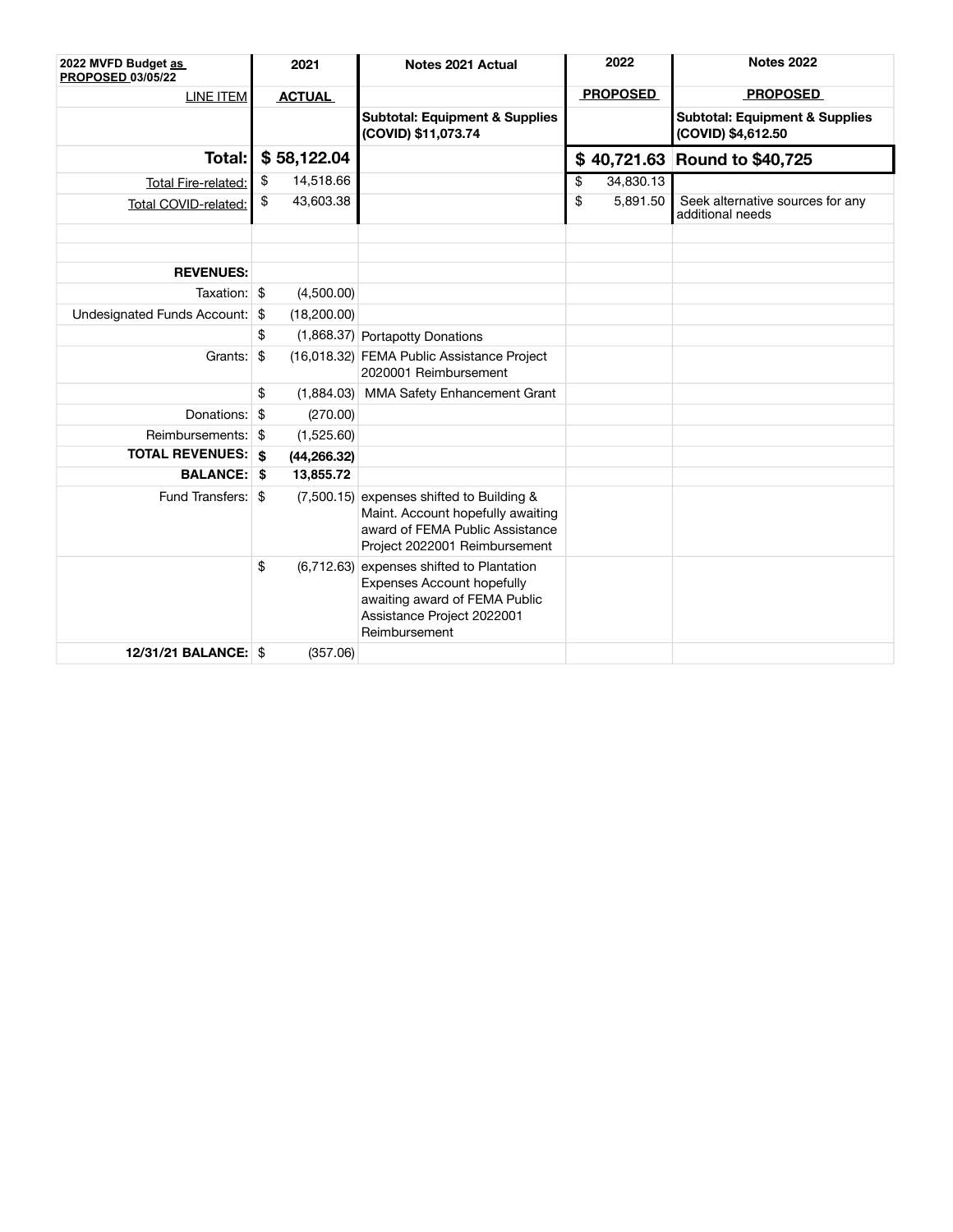| 2022 MVFD Budget as PROPOSED 03/05/22 | 2021 | Notes 2021 Actual | 2022 | Notes 2022 |
|---|---|---|---|---|
| LINE ITEM | ACTUAL | | PROPOSED | PROPOSED |
| | | **Subtotal: Equipment & Supplies (COVID) $11,073.74** | | **Subtotal: Equipment & Supplies (COVID) $4,612.50** |
| **Total:** | **$ 58,122.04** | | **$ 40,721.63** | **Round to $40,725** |
| Total Fire-related: | $ 14,518.66 | | $ 34,830.13 | |
| Total COVID-related: | $ 43,603.38 | | $ 5,891.50 | Seek alternative sources for any additional needs |
| | | | | |
| | | | | |
| **REVENUES:** | | | | |
| Taxation: | $ (4,500.00) | | | |
| Undesignated Funds Account: | $ (18,200.00) | | | |
| | $ (1,868.37) | Portapotty Donations | | |
| Grants: | $ (16,018.32) | FEMA Public Assistance Project 2020001 Reimbursement | | |
| | $ (1,884.03) | MMA Safety Enhancement Grant | | |
| Donations: | $ (270.00) | | | |
| Reimbursements: | $ (1,525.60) | | | |
| **TOTAL REVENUES:** | **$ (44,266.32)** | | | |
| **BALANCE:** | **$ 13,855.72** | | | |
| Fund Transfers: | $ (7,500.15) | expenses shifted to Building & Maint. Account hopefully awaiting award of FEMA Public Assistance Project 2022001 Reimbursement | | |
| | $ (6,712.63) | expenses shifted to Plantation Expenses Account hopefully awaiting award of FEMA Public Assistance Project 2022001 Reimbursement | | |
| **12/31/21 BALANCE:** | $ (357.06) | | | |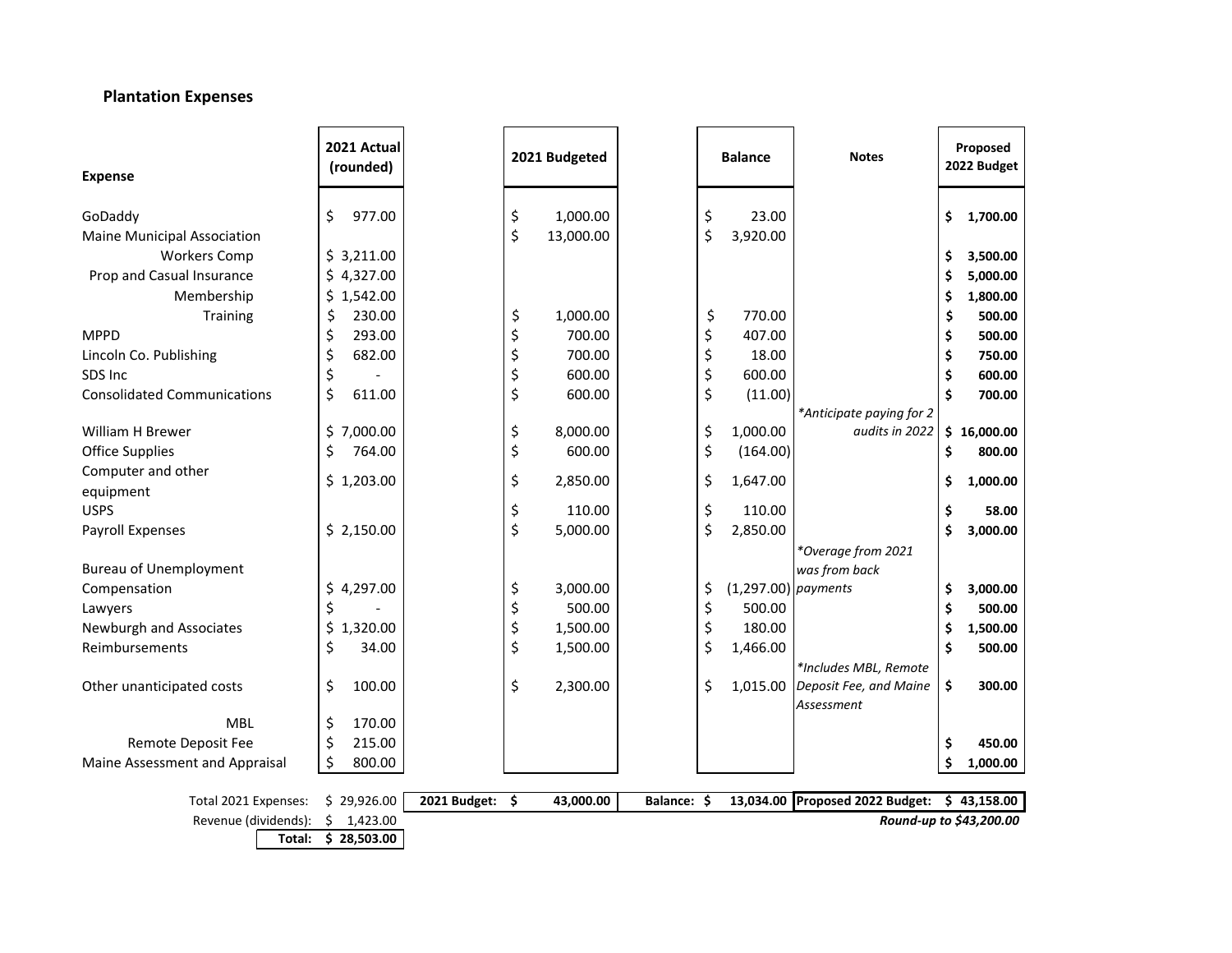## Plantation Expenses

| Expense | 2021 Actual (rounded) | 2021 Budgeted | Balance | Notes | Proposed 2022 Budget |
|---|---|---|---|---|---|
| GoDaddy | $ 977.00 | $ 1,000.00 | $ 23.00 | | **$ 1,700.00** |
| Maine Municipal Association | | $ 13,000.00 | $ 3,920.00 | | |
| Workers Comp | $ 3,211.00 | | | | **$ 3,500.00** |
| Prop and Casual Insurance | $ 4,327.00 | | | | **$ 5,000.00** |
| Membership | $ 1,542.00 | | | | **$ 1,800.00** |
| Training | $ 230.00 | $ 1,000.00 | $ 770.00 | | **$ 500.00** |
| MPPD | $ 293.00 | $ 700.00 | $ 407.00 | | **$ 500.00** |
| Lincoln Co. Publishing | $ 682.00 | $ 700.00 | $ 18.00 | | **$ 750.00** |
| SDS Inc | $ - | $ 600.00 | $ 600.00 | | **$ 600.00** |
| Consolidated Communications | $ 611.00 | $ 600.00 | $ (11.00) | | **$ 700.00** |
| William H Brewer | $ 7,000.00 | $ 8,000.00 | $ 1,000.00 | *\*Anticipate paying for 2 audits in 2022* | **$ 16,000.00** |
| Office Supplies | $ 764.00 | $ 600.00 | $ (164.00) | | **$ 800.00** |
| Computer and other equipment | $ 1,203.00 | $ 2,850.00 | $ 1,647.00 | | **$ 1,000.00** |
| USPS | | $ 110.00 | $ 110.00 | | **$ 58.00** |
| Payroll Expenses | $ 2,150.00 | $ 5,000.00 | $ 2,850.00 | | **$ 3,000.00** |
| Bureau of Unemployment Compensation | $ 4,297.00 | $ 3,000.00 | $ (1,297.00) | *\*Overage from 2021 was from back payments* | **$ 3,000.00** |
| Lawyers | $ - | $ 500.00 | $ 500.00 | | **$ 500.00** |
| Newburgh and Associates | $ 1,320.00 | $ 1,500.00 | $ 180.00 | | **$ 1,500.00** |
| Reimbursements | $ 34.00 | $ 1,500.00 | $ 1,466.00 | | **$ 500.00** |
| Other unanticipated costs | $ 100.00 | $ 2,300.00 | $ 1,015.00 | *\*Includes MBL, Remote Deposit Fee, and Maine Assessment* | **$ 300.00** |
| MBL | $ 170.00 | | | | |
| Remote Deposit Fee | $ 215.00 | | | | **$ 450.00** |
| Maine Assessment and Appraisal | $ 800.00 | | | | **$ 1,000.00** |
| Total 2021 Expenses: | $ 29,926.00 | **2021 Budget: $ 43,000.00** | **Balance: $ 13,034.00** | **Proposed 2022 Budget:** | **$ 43,158.00** |
| Revenue (dividends): | $ 1,423.00 | | | | ***Round-up to $43,200.00*** |
| **Total:** | **$ 28,503.00** | | | | |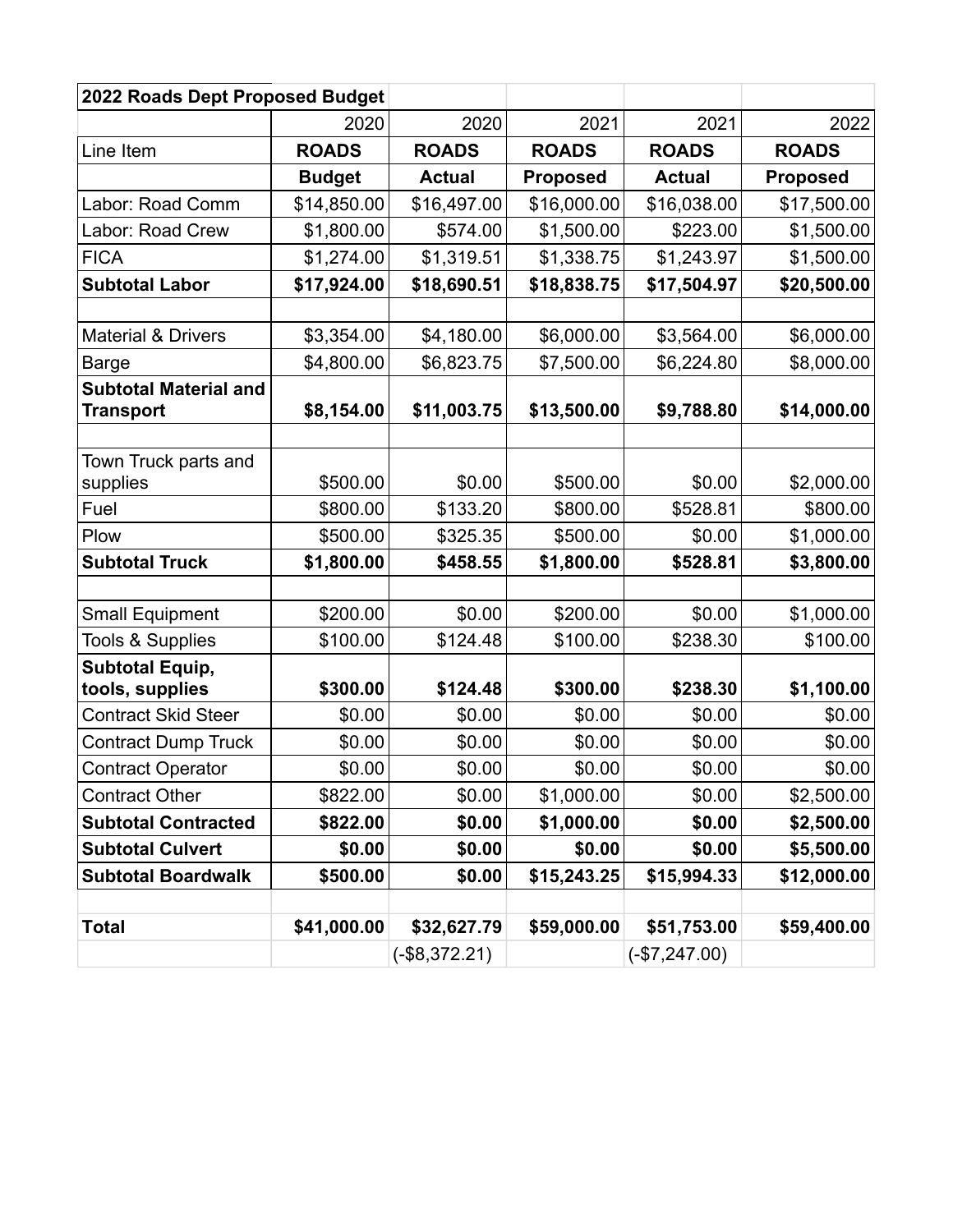| 2022 Roads Dept Proposed Budget | | | | | |
|---|---|---|---|---|---|
| | 2020 | 2020 | 2021 | 2021 | 2022 |
| Line Item | **ROADS** | **ROADS** | **ROADS** | **ROADS** | **ROADS** |
| | **Budget** | **Actual** | **Proposed** | **Actual** | **Proposed** |
| Labor: Road Comm | $14,850.00 | $16,497.00 | $16,000.00 | $16,038.00 | $17,500.00 |
| Labor: Road Crew | $1,800.00 | $574.00 | $1,500.00 | $223.00 | $1,500.00 |
| FICA | $1,274.00 | $1,319.51 | $1,338.75 | $1,243.97 | $1,500.00 |
| **Subtotal Labor** | **$17,924.00** | **$18,690.51** | **$18,838.75** | **$17,504.97** | **$20,500.00** |
| | | | | | |
| Material & Drivers | $3,354.00 | $4,180.00 | $6,000.00 | $3,564.00 | $6,000.00 |
| Barge | $4,800.00 | $6,823.75 | $7,500.00 | $6,224.80 | $8,000.00 |
| **Subtotal Material and Transport** | **$8,154.00** | **$11,003.75** | **$13,500.00** | **$9,788.80** | **$14,000.00** |
| | | | | | |
| Town Truck parts and supplies | $500.00 | $0.00 | $500.00 | $0.00 | $2,000.00 |
| Fuel | $800.00 | $133.20 | $800.00 | $528.81 | $800.00 |
| Plow | $500.00 | $325.35 | $500.00 | $0.00 | $1,000.00 |
| **Subtotal Truck** | **$1,800.00** | **$458.55** | **$1,800.00** | **$528.81** | **$3,800.00** |
| | | | | | |
| Small Equipment | $200.00 | $0.00 | $200.00 | $0.00 | $1,000.00 |
| Tools & Supplies | $100.00 | $124.48 | $100.00 | $238.30 | $100.00 |
| **Subtotal Equip, tools, supplies** | **$300.00** | **$124.48** | **$300.00** | **$238.30** | **$1,100.00** |
| Contract Skid Steer | $0.00 | $0.00 | $0.00 | $0.00 | $0.00 |
| Contract Dump Truck | $0.00 | $0.00 | $0.00 | $0.00 | $0.00 |
| Contract Operator | $0.00 | $0.00 | $0.00 | $0.00 | $0.00 |
| Contract Other | $822.00 | $0.00 | $1,000.00 | $0.00 | $2,500.00 |
| **Subtotal Contracted** | **$822.00** | **$0.00** | **$1,000.00** | **$0.00** | **$2,500.00** |
| **Subtotal Culvert** | **$0.00** | **$0.00** | **$0.00** | **$0.00** | **$5,500.00** |
| **Subtotal Boardwalk** | **$500.00** | **$0.00** | **$15,243.25** | **$15,994.33** | **$12,000.00** |
| | | | | | |
| **Total** | **$41,000.00** | **$32,627.79** | **$59,000.00** | **$51,753.00** | **$59,400.00** |
| | | (-$8,372.21) | | (-$7,247.00) | |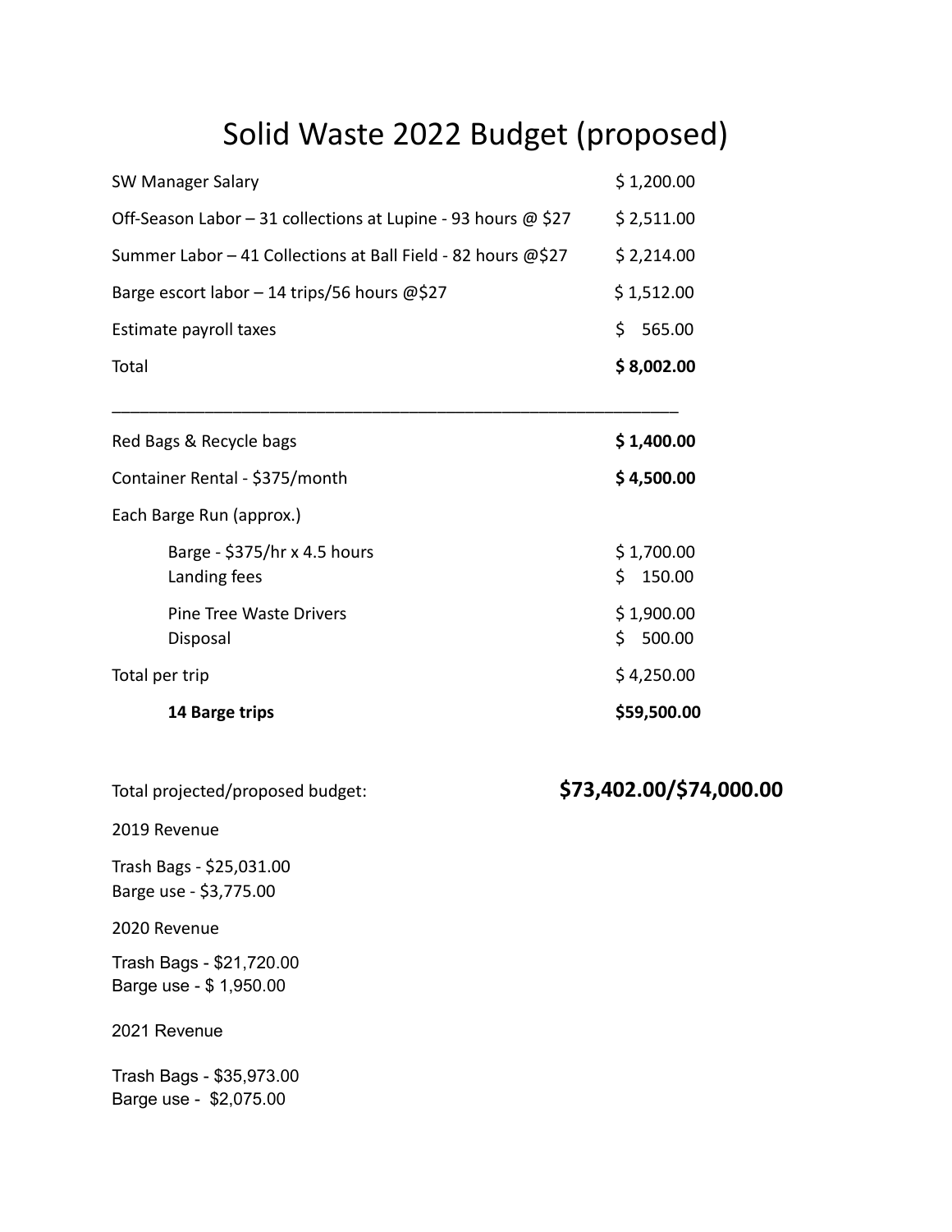# Solid Waste 2022 Budget (proposed)

| | |
|---|---|
| SW Manager Salary | $ 1,200.00 |
| Off-Season Labor – 31 collections at Lupine - 93 hours @ $27 | $ 2,511.00 |
| Summer Labor – 41 Collections at Ball Field - 82 hours @$27 | $ 2,214.00 |
| Barge escort labor – 14 trips/56 hours @$27 | $ 1,512.00 |
| Estimate payroll taxes | $ 565.00 |
| Total | **$ 8,002.00** |

---

| | |
|---|---|
| Red Bags & Recycle bags | **$ 1,400.00** |
| Container Rental - $375/month | **$ 4,500.00** |
| Each Barge Run (approx.) | |
| Barge - $375/hr x 4.5 hours | $ 1,700.00 |
| Landing fees | $ 150.00 |
| Pine Tree Waste Drivers | $ 1,900.00 |
| Disposal | $ 500.00 |
| Total per trip | $ 4,250.00 |
| **14 Barge trips** | **$59,500.00** |

Total projected/proposed budget: **$73,402.00/$74,000.00**

2019 Revenue

Trash Bags - $25,031.00
Barge use - $3,775.00

2020 Revenue

Trash Bags - $21,720.00
Barge use - $ 1,950.00

2021 Revenue

Trash Bags - $35,973.00
Barge use - $2,075.00